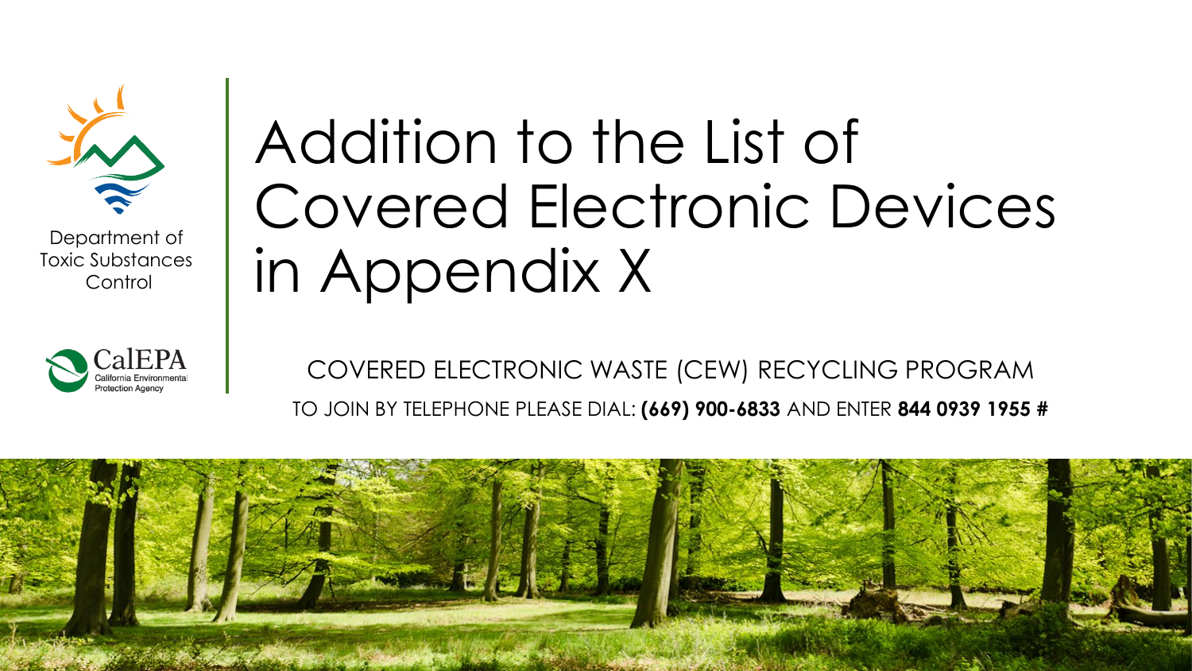Department of Toxic Substances Control

CalEPA California Environmental Protection Agency

# Addition to the List of Covered Electronic Devices in Appendix X

COVERED ELECTRONIC WASTE (CEW) RECYCLING PROGRAM

TO JOIN BY TELEPHONE PLEASE DIAL: **(669) 900-6833** AND ENTER **844 0939 1955 #**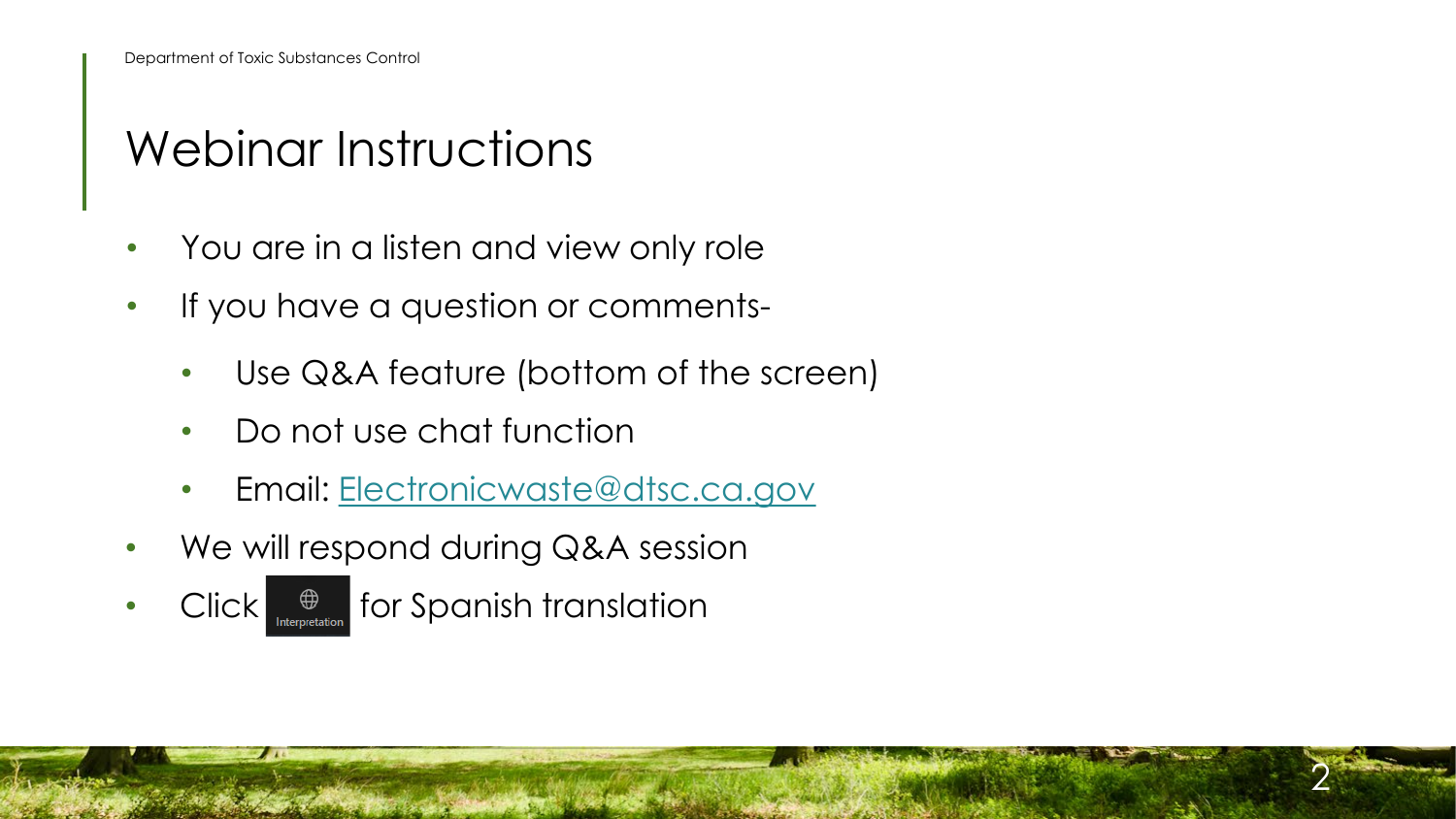# Webinar Instructions

- You are in a listen and view only role
- If you have a question or comments-
  - Use Q&A feature (bottom of the screen)
  - Do not use chat function
  - Email: Electronicwaste@dtsc.ca.gov
- We will respond during Q&A session
- Click Interpretation for Spanish translation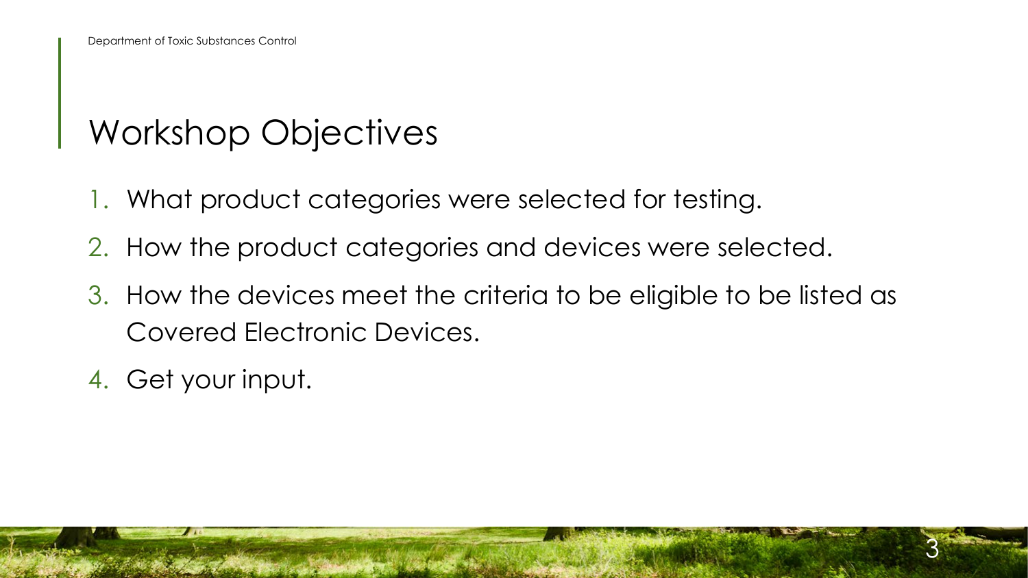# Workshop Objectives

1. What product categories were selected for testing.
2. How the product categories and devices were selected.
3. How the devices meet the criteria to be eligible to be listed as Covered Electronic Devices.
4. Get your input.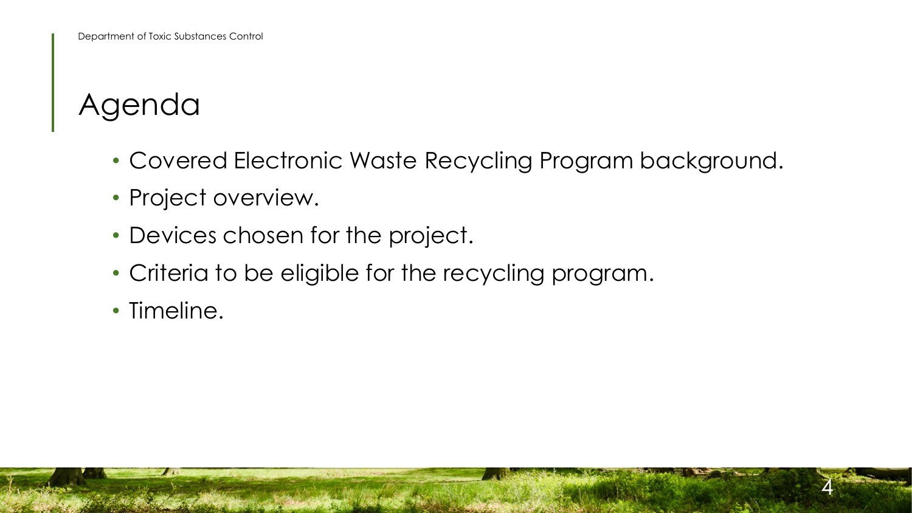# Agenda

- Covered Electronic Waste Recycling Program background.
- Project overview.
- Devices chosen for the project.
- Criteria to be eligible for the recycling program.
- Timeline.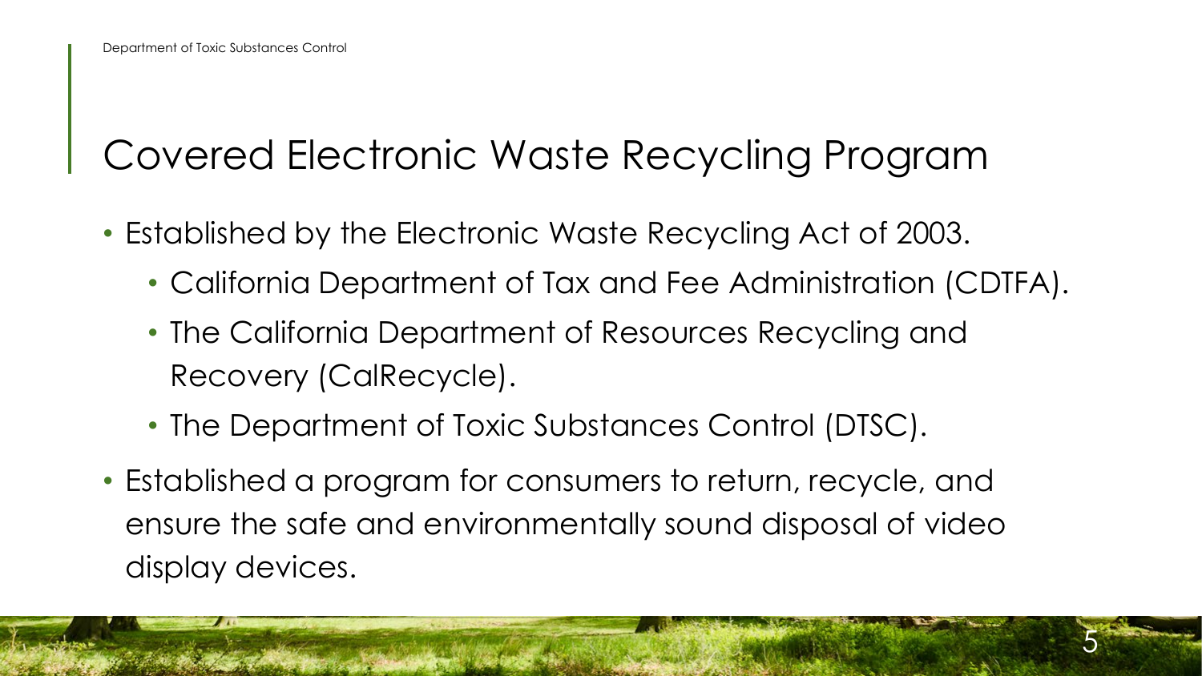# Covered Electronic Waste Recycling Program

- Established by the Electronic Waste Recycling Act of 2003.
  - California Department of Tax and Fee Administration (CDTFA).
  - The California Department of Resources Recycling and Recovery (CalRecycle).
  - The Department of Toxic Substances Control (DTSC).
- Established a program for consumers to return, recycle, and ensure the safe and environmentally sound disposal of video display devices.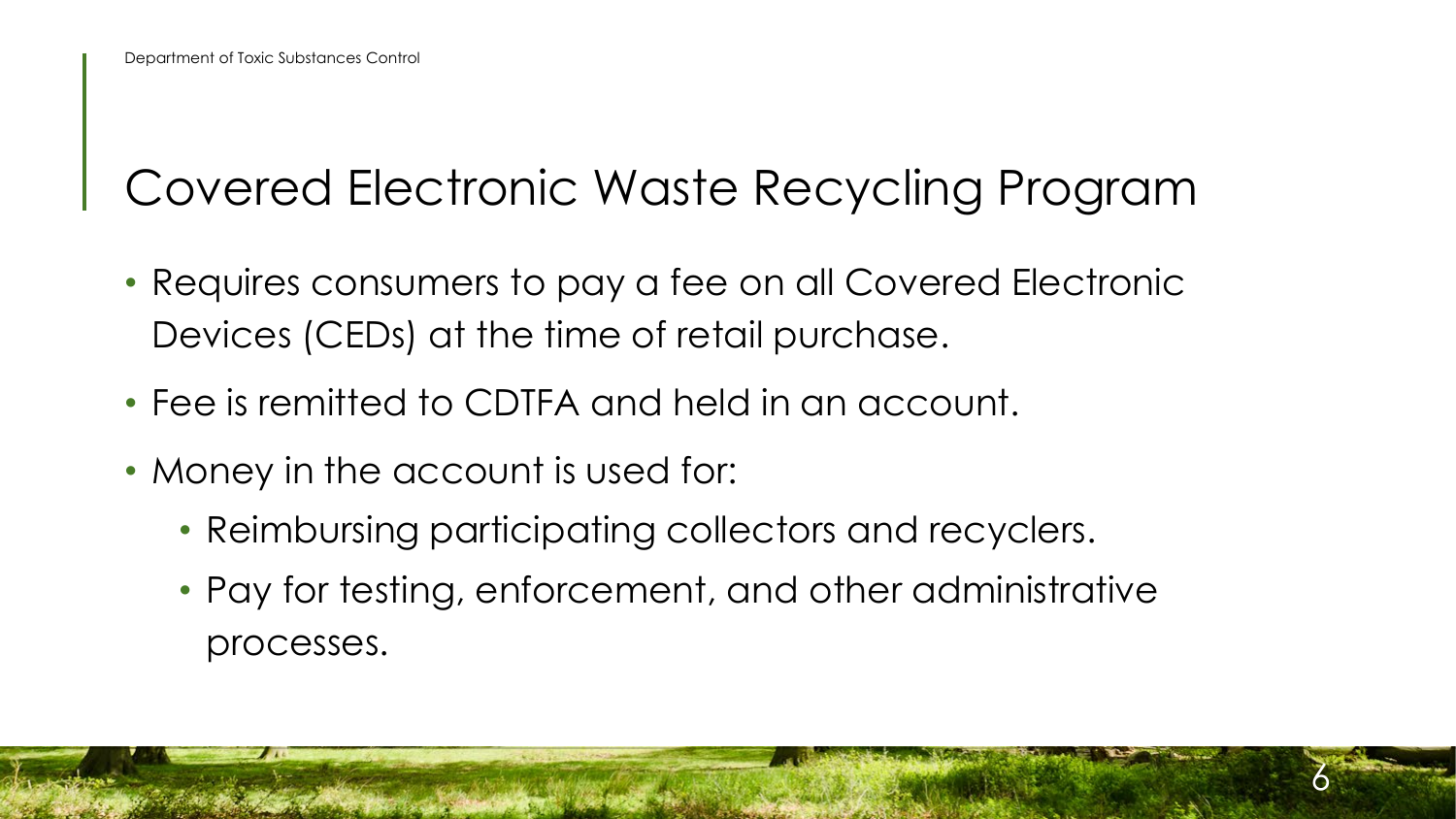# Covered Electronic Waste Recycling Program

- Requires consumers to pay a fee on all Covered Electronic Devices (CEDs) at the time of retail purchase.
- Fee is remitted to CDTFA and held in an account.
- Money in the account is used for:
  - Reimbursing participating collectors and recyclers.
  - Pay for testing, enforcement, and other administrative processes.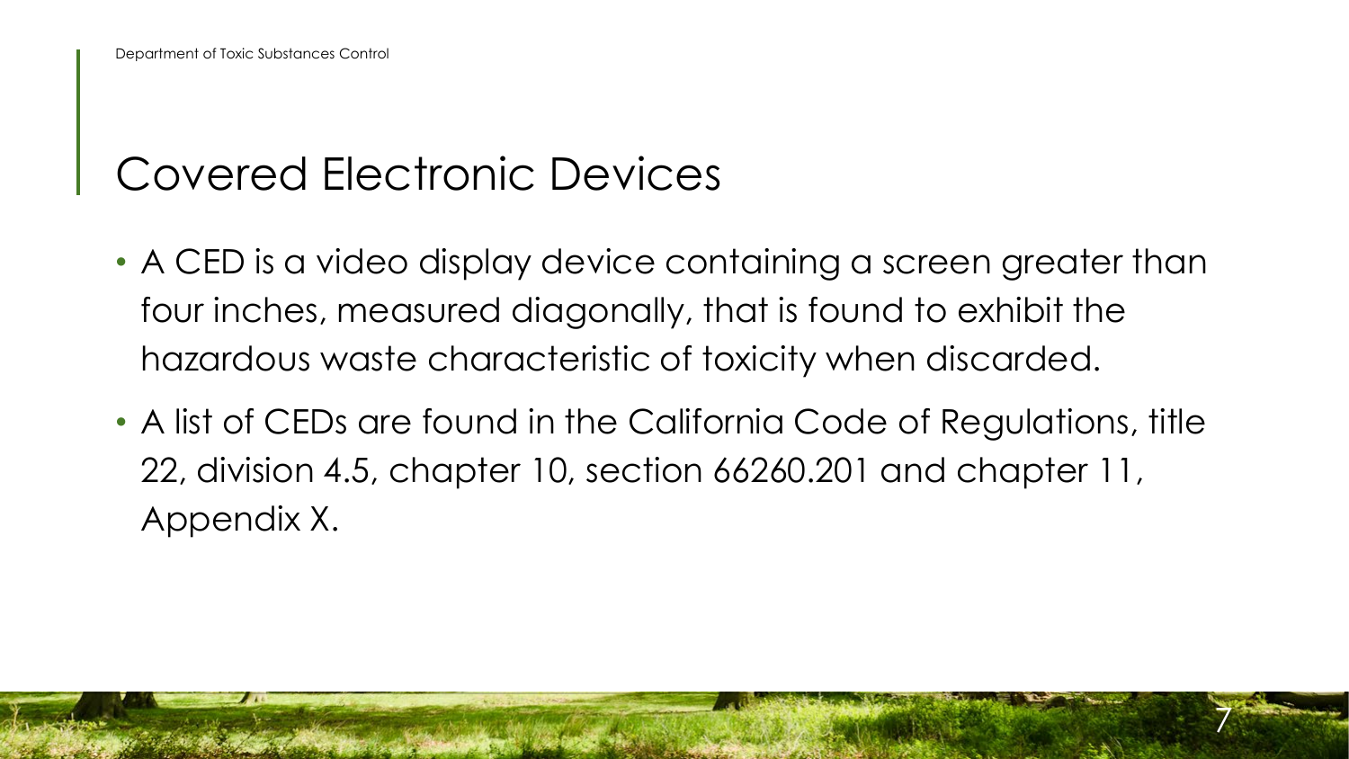# Covered Electronic Devices

- A CED is a video display device containing a screen greater than four inches, measured diagonally, that is found to exhibit the hazardous waste characteristic of toxicity when discarded.
- A list of CEDs are found in the California Code of Regulations, title 22, division 4.5, chapter 10, section 66260.201 and chapter 11, Appendix X.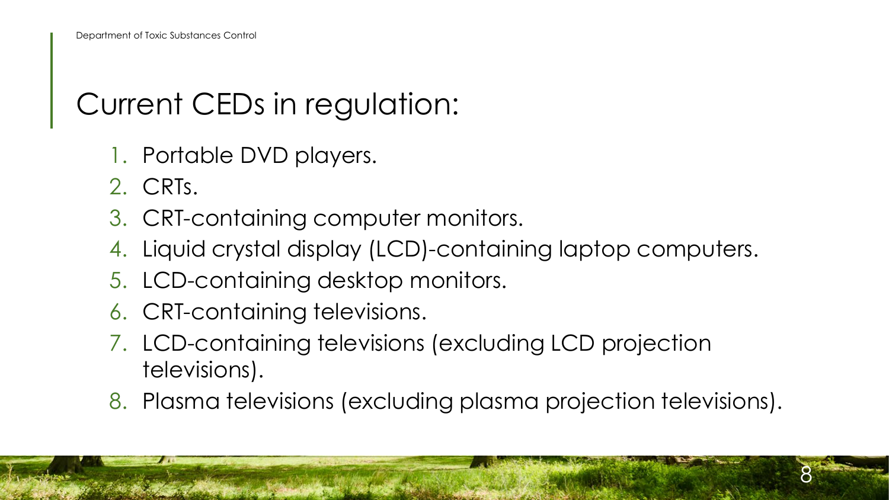# Current CEDs in regulation:

1. Portable DVD players.
2. CRTs.
3. CRT-containing computer monitors.
4. Liquid crystal display (LCD)-containing laptop computers.
5. LCD-containing desktop monitors.
6. CRT-containing televisions.
7. LCD-containing televisions (excluding LCD projection televisions).
8. Plasma televisions (excluding plasma projection televisions).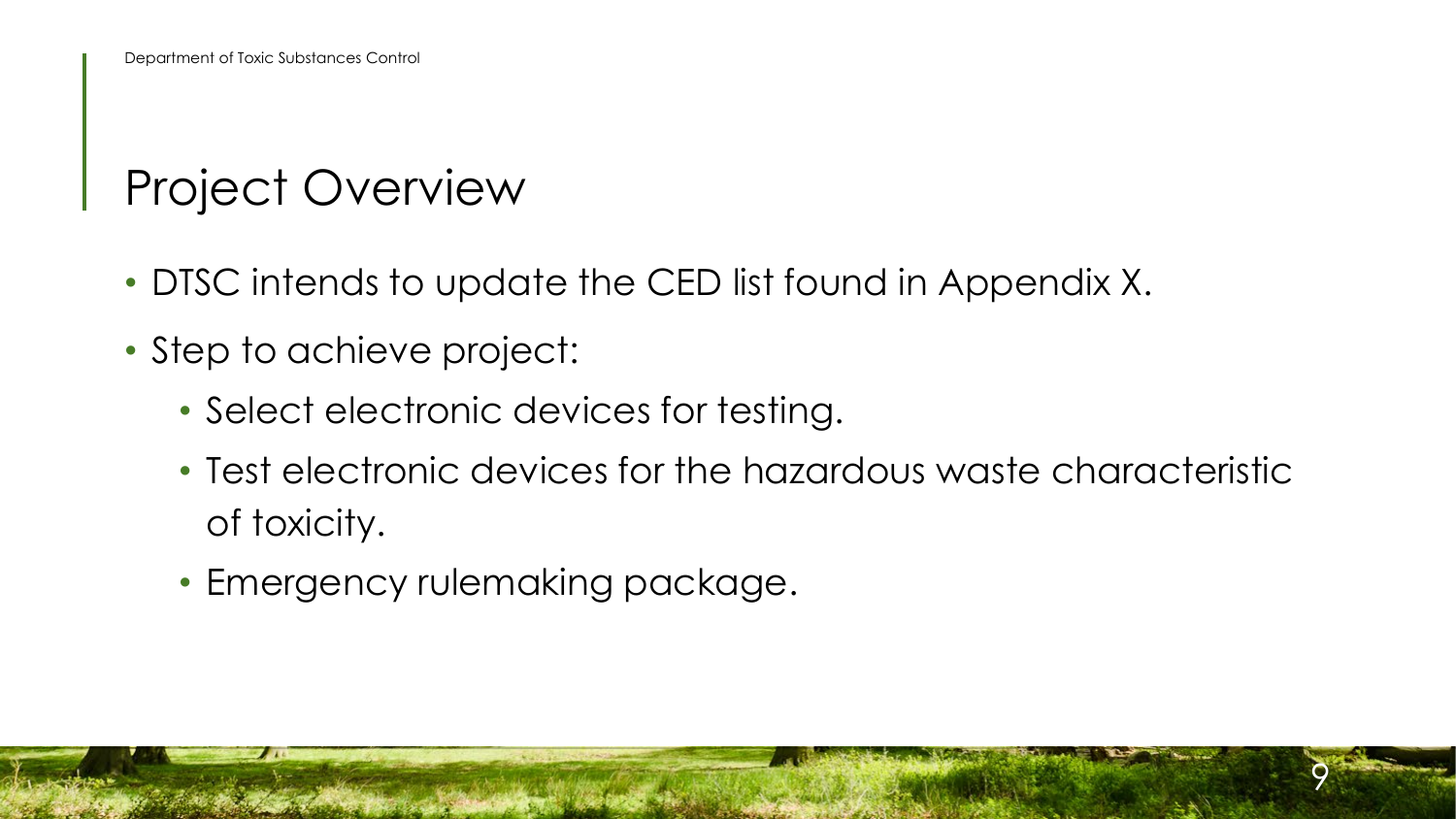# Project Overview

- DTSC intends to update the CED list found in Appendix X.
- Step to achieve project:
  - Select electronic devices for testing.
  - Test electronic devices for the hazardous waste characteristic of toxicity.
  - Emergency rulemaking package.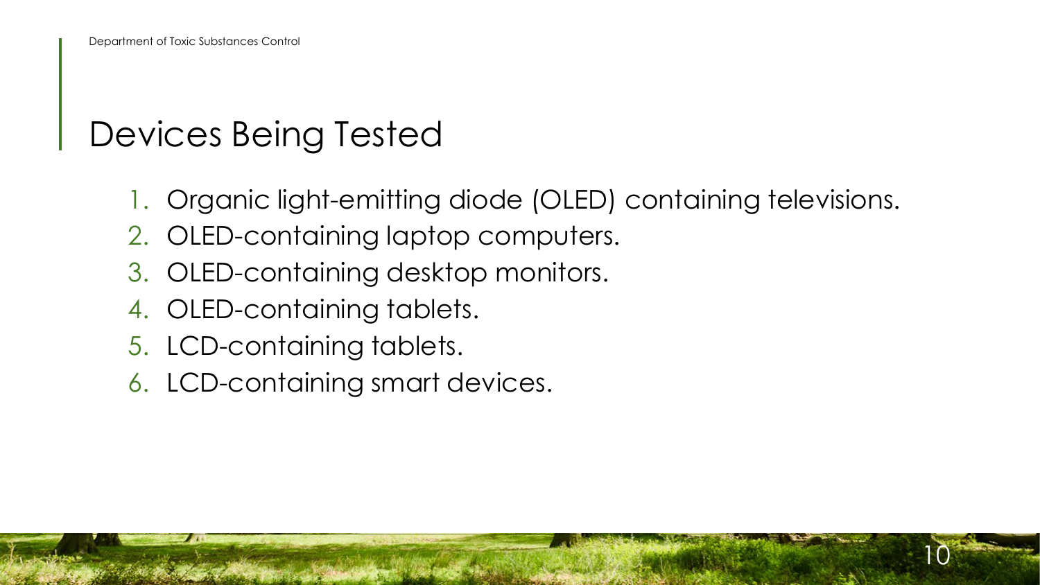# Devices Being Tested

1. Organic light-emitting diode (OLED) containing televisions.
2. OLED-containing laptop computers.
3. OLED-containing desktop monitors.
4. OLED-containing tablets.
5. LCD-containing tablets.
6. LCD-containing smart devices.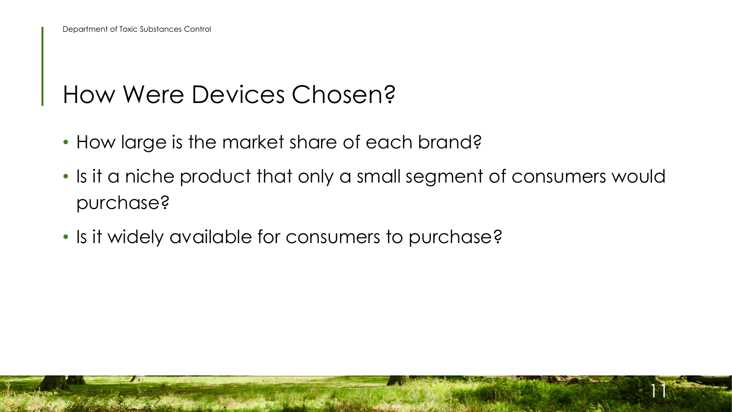# How Were Devices Chosen?

- How large is the market share of each brand?
- Is it a niche product that only a small segment of consumers would purchase?
- Is it widely available for consumers to purchase?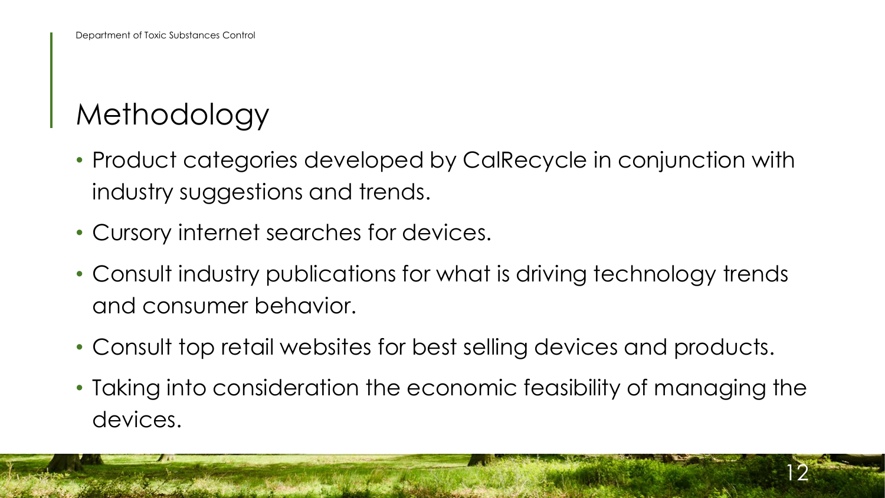# Methodology

- Product categories developed by CalRecycle in conjunction with industry suggestions and trends.
- Cursory internet searches for devices.
- Consult industry publications for what is driving technology trends and consumer behavior.
- Consult top retail websites for best selling devices and products.
- Taking into consideration the economic feasibility of managing the devices.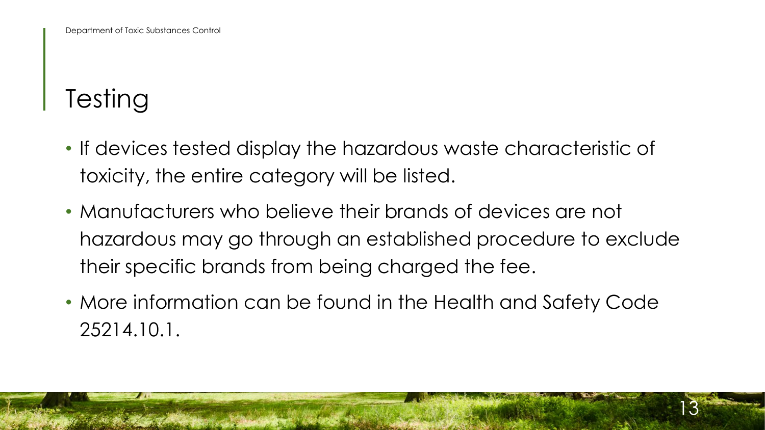# Testing

- If devices tested display the hazardous waste characteristic of toxicity, the entire category will be listed.
- Manufacturers who believe their brands of devices are not hazardous may go through an established procedure to exclude their specific brands from being charged the fee.
- More information can be found in the Health and Safety Code 25214.10.1.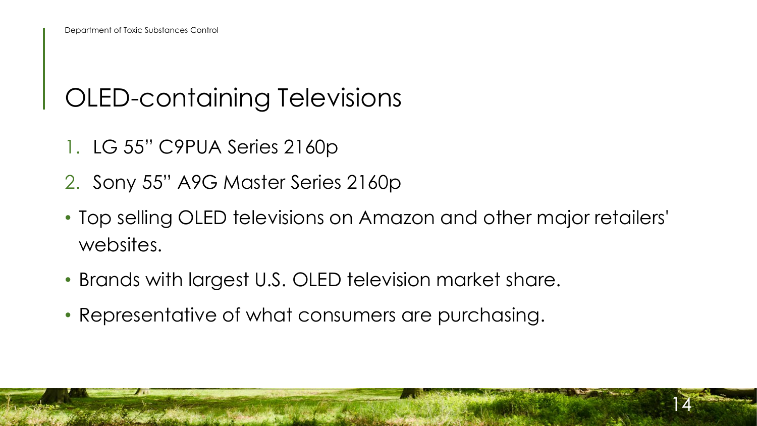# OLED-containing Televisions

1. LG 55” C9PUA Series 2160p
2. Sony 55” A9G Master Series 2160p

- Top selling OLED televisions on Amazon and other major retailers' websites.
- Brands with largest U.S. OLED television market share.
- Representative of what consumers are purchasing.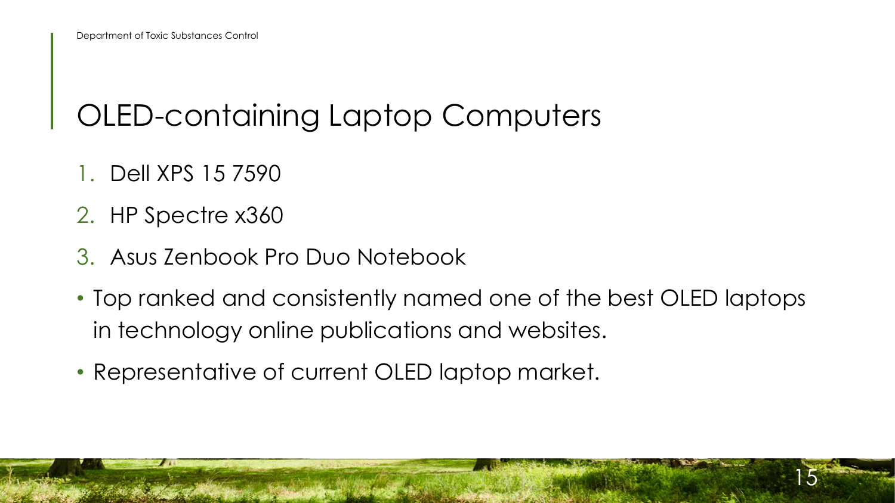# OLED-containing Laptop Computers

1. Dell XPS 15 7590
2. HP Spectre x360
3. Asus Zenbook Pro Duo Notebook

- Top ranked and consistently named one of the best OLED laptops in technology online publications and websites.
- Representative of current OLED laptop market.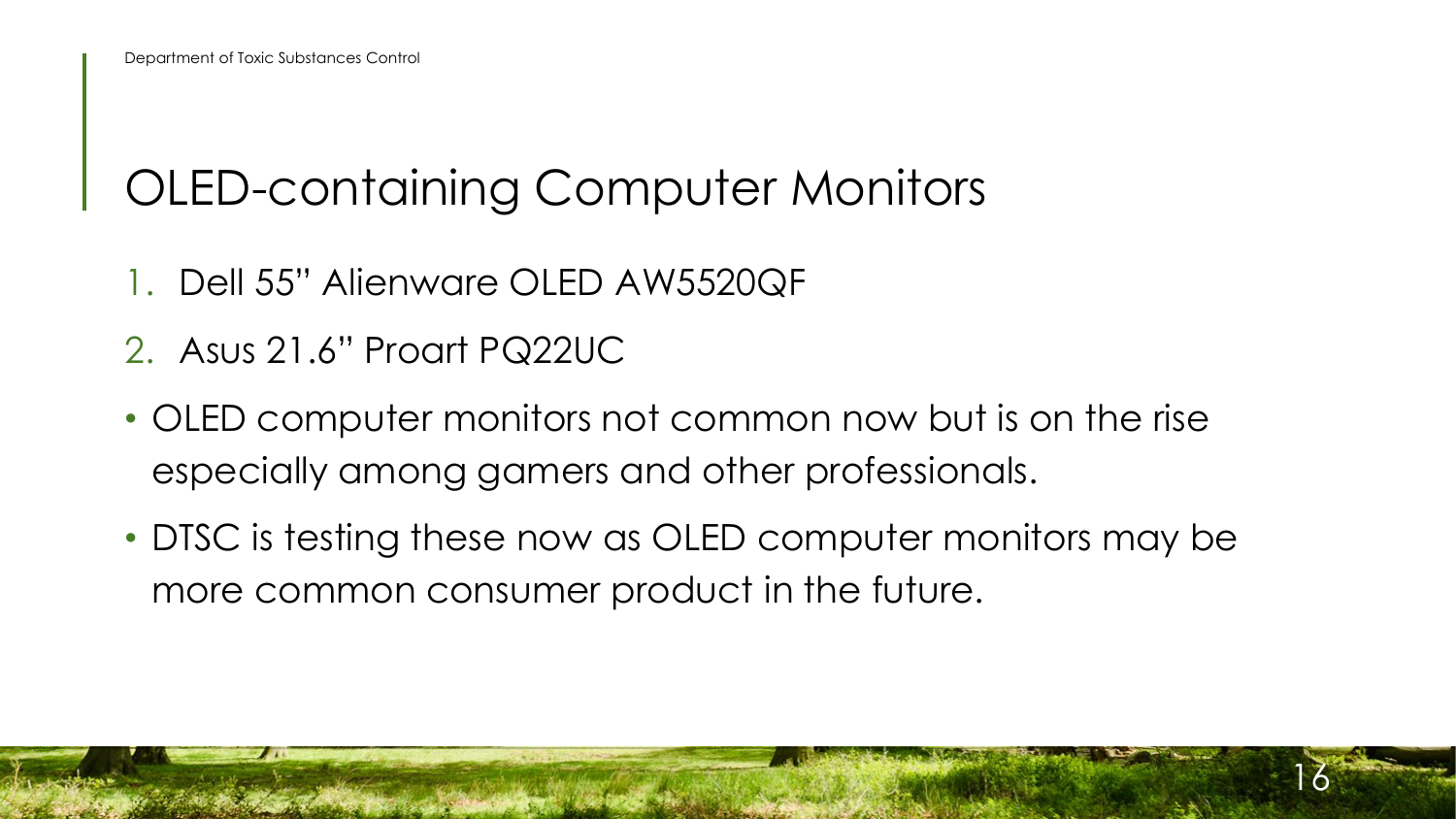# OLED-containing Computer Monitors

1. Dell 55" Alienware OLED AW5520QF
2. Asus 21.6" Proart PQ22UC

- OLED computer monitors not common now but is on the rise especially among gamers and other professionals.
- DTSC is testing these now as OLED computer monitors may be more common consumer product in the future.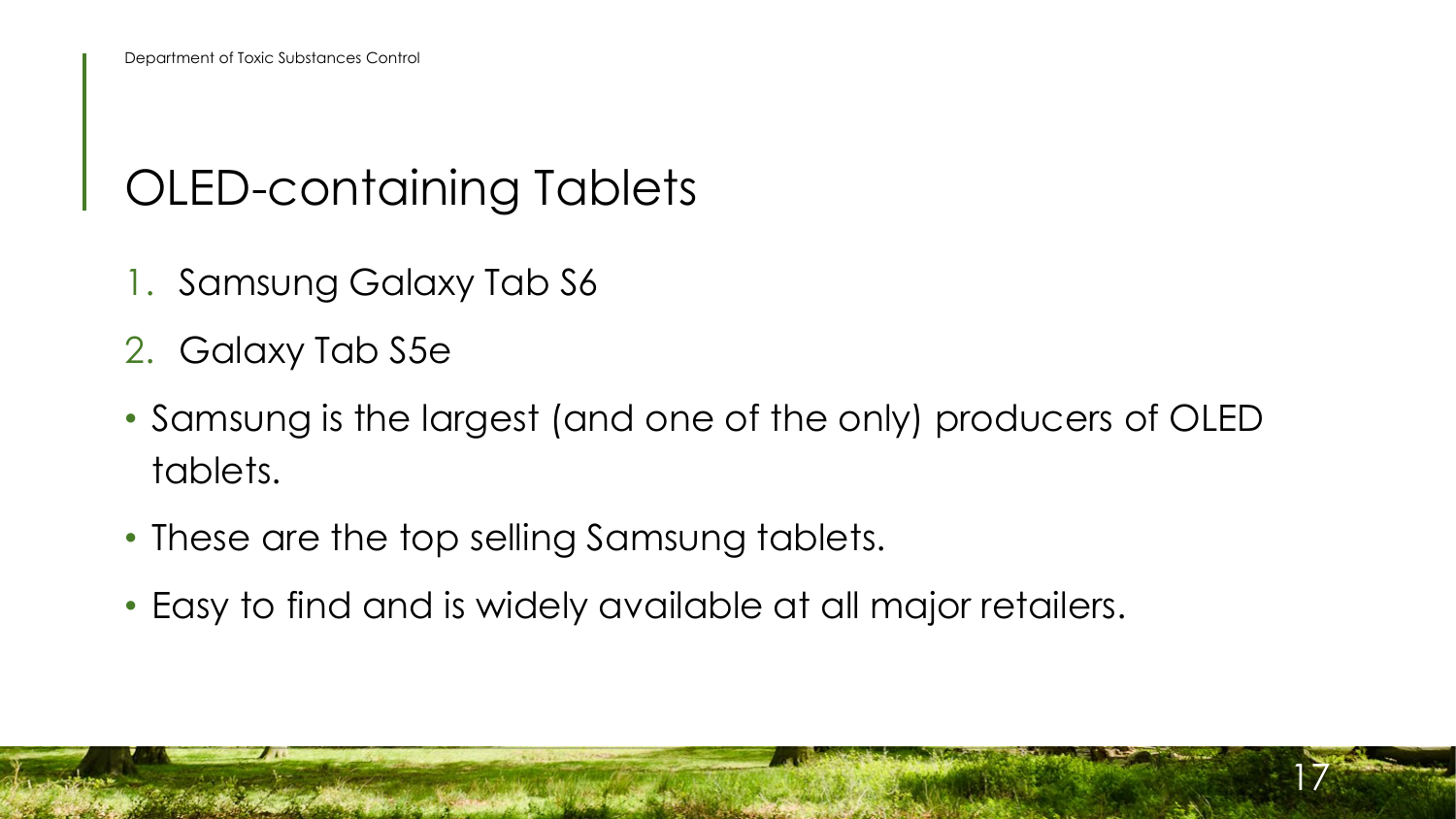# OLED-containing Tablets

1. Samsung Galaxy Tab S6
2. Galaxy Tab S5e

- Samsung is the largest (and one of the only) producers of OLED tablets.
- These are the top selling Samsung tablets.
- Easy to find and is widely available at all major retailers.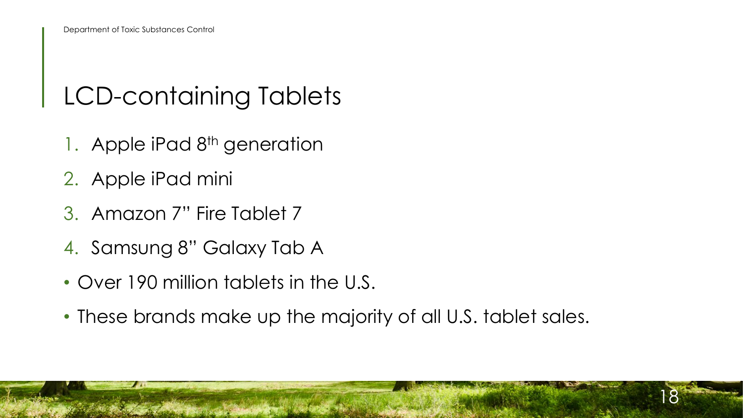# LCD-containing Tablets

1. Apple iPad 8th generation
2. Apple iPad mini
3. Amazon 7" Fire Tablet 7
4. Samsung 8" Galaxy Tab A

- Over 190 million tablets in the U.S.
- These brands make up the majority of all U.S. tablet sales.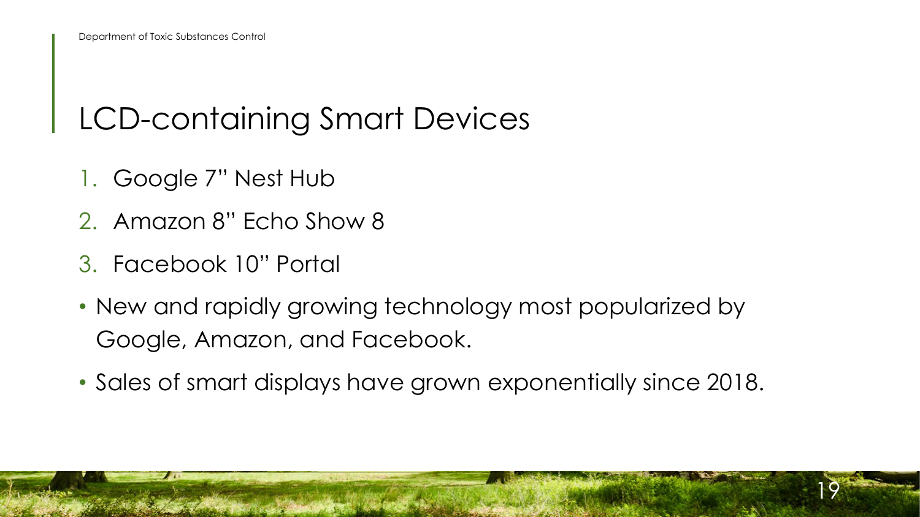# LCD-containing Smart Devices

1. Google 7" Nest Hub
2. Amazon 8" Echo Show 8
3. Facebook 10" Portal

- New and rapidly growing technology most popularized by Google, Amazon, and Facebook.
- Sales of smart displays have grown exponentially since 2018.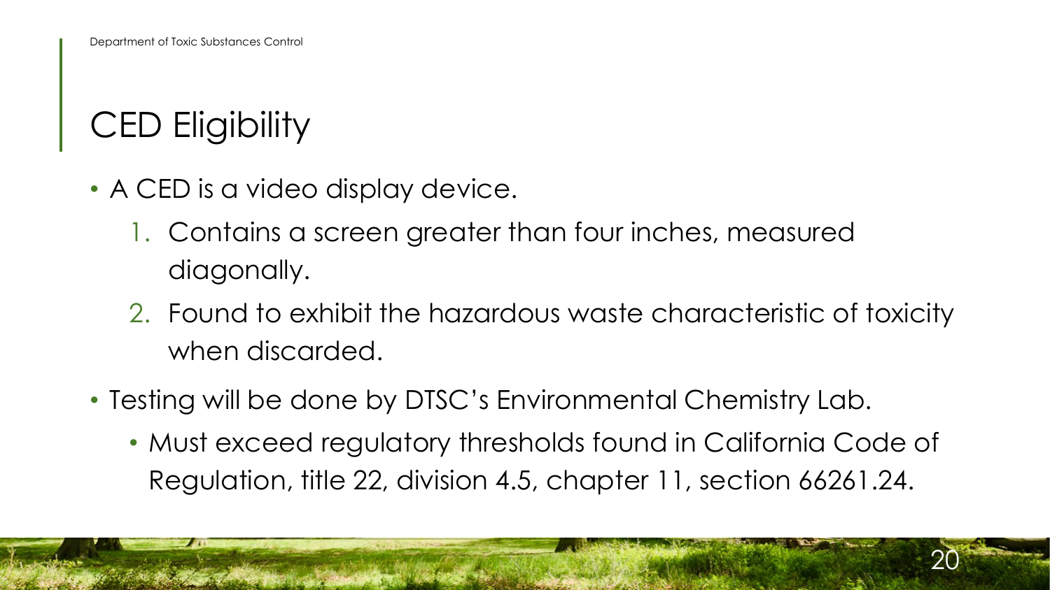# CED Eligibility

- A CED is a video display device.
    1. Contains a screen greater than four inches, measured diagonally.
    2. Found to exhibit the hazardous waste characteristic of toxicity when discarded.
- Testing will be done by DTSC's Environmental Chemistry Lab.
    - Must exceed regulatory thresholds found in California Code of Regulation, title 22, division 4.5, chapter 11, section 66261.24.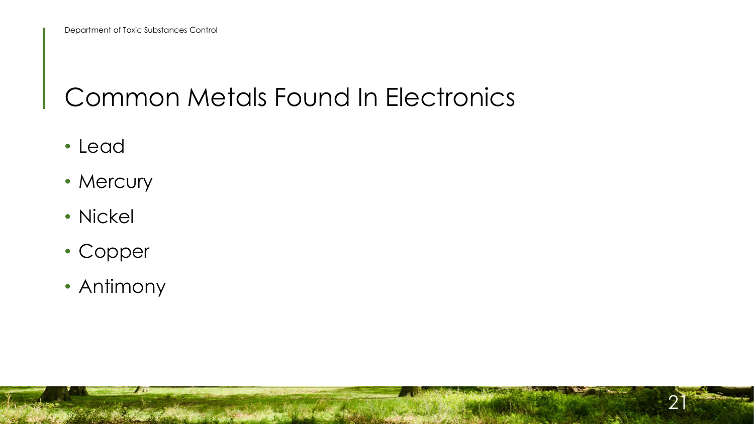# Common Metals Found In Electronics

- Lead
- Mercury
- Nickel
- Copper
- Antimony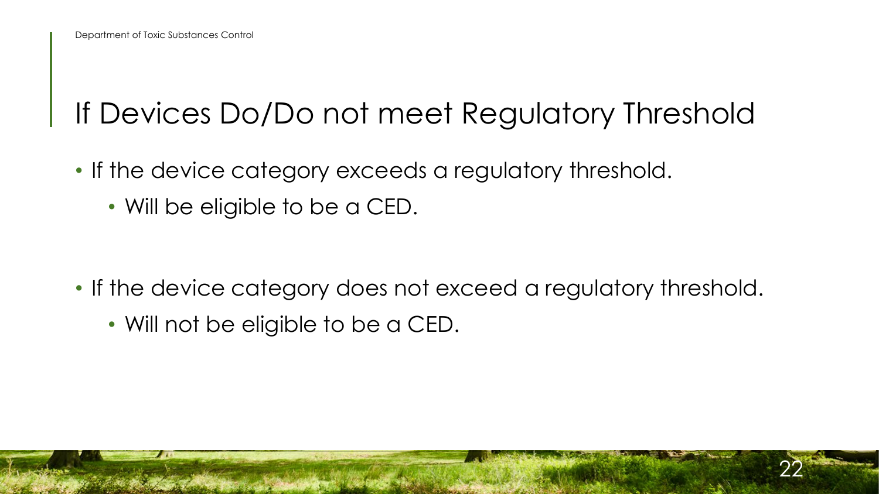# If Devices Do/Do not meet Regulatory Threshold

- If the device category exceeds a regulatory threshold.
  - Will be eligible to be a CED.

- If the device category does not exceed a regulatory threshold.
  - Will not be eligible to be a CED.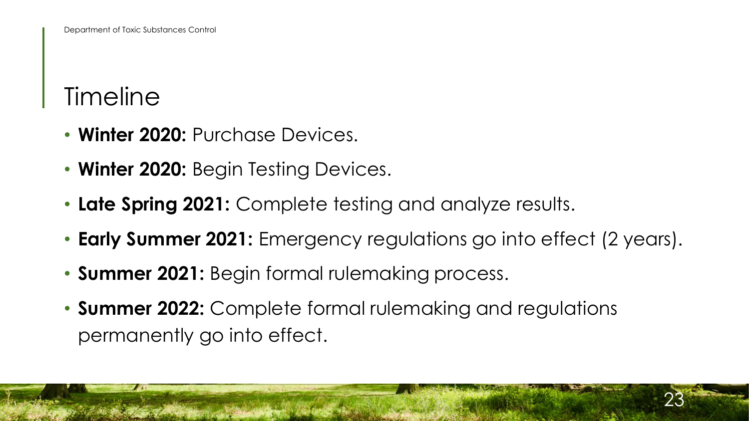# Timeline

- **Winter 2020:** Purchase Devices.
- **Winter 2020:** Begin Testing Devices.
- **Late Spring 2021:** Complete testing and analyze results.
- **Early Summer 2021:** Emergency regulations go into effect (2 years).
- **Summer 2021:** Begin formal rulemaking process.
- **Summer 2022:** Complete formal rulemaking and regulations permanently go into effect.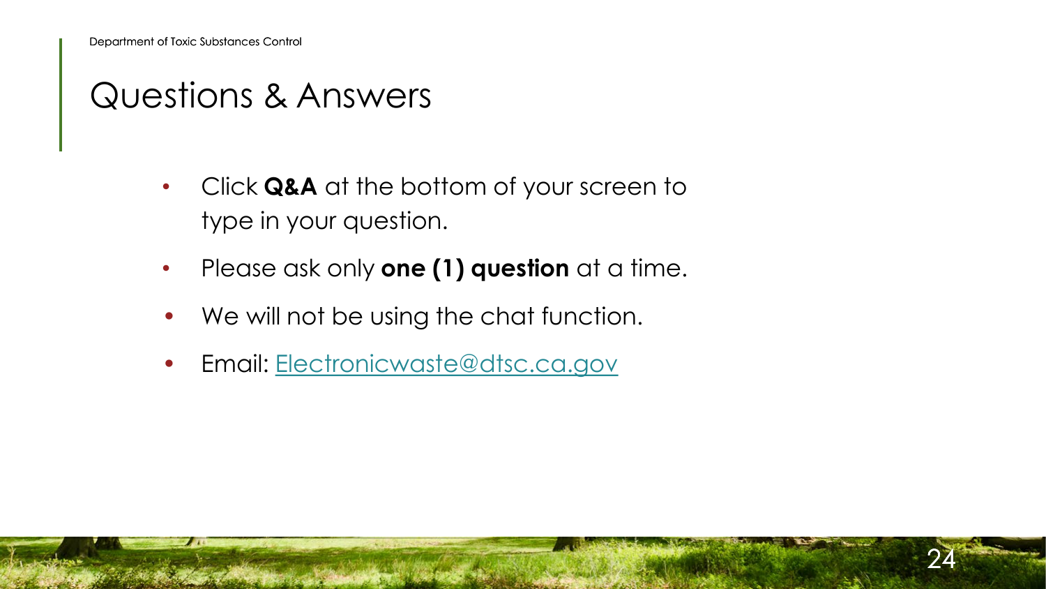# Questions & Answers

- Click **Q&A** at the bottom of your screen to type in your question.
- Please ask only **one (1) question** at a time.
- We will not be using the chat function.
- Email: Electronicwaste@dtsc.ca.gov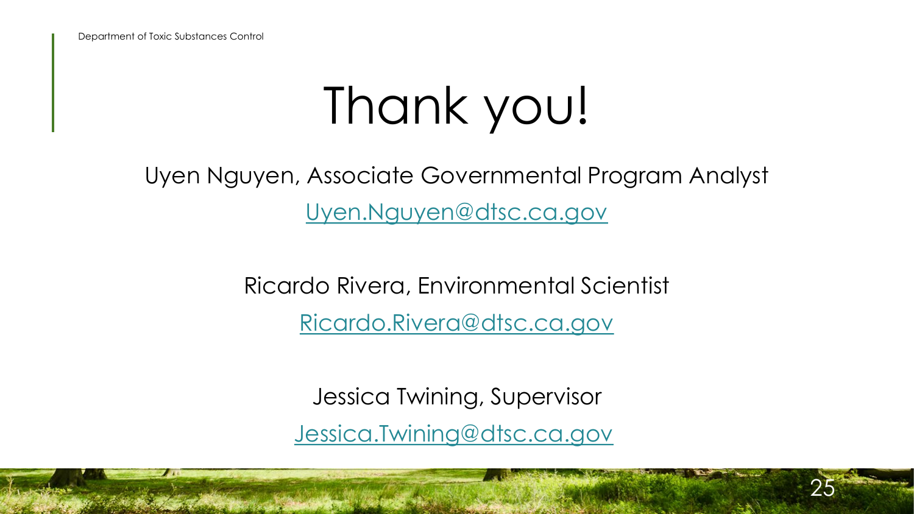# Thank you!

Uyen Nguyen, Associate Governmental Program Analyst

Uyen.Nguyen@dtsc.ca.gov

Ricardo Rivera, Environmental Scientist

Ricardo.Rivera@dtsc.ca.gov

Jessica Twining, Supervisor

Jessica.Twining@dtsc.ca.gov